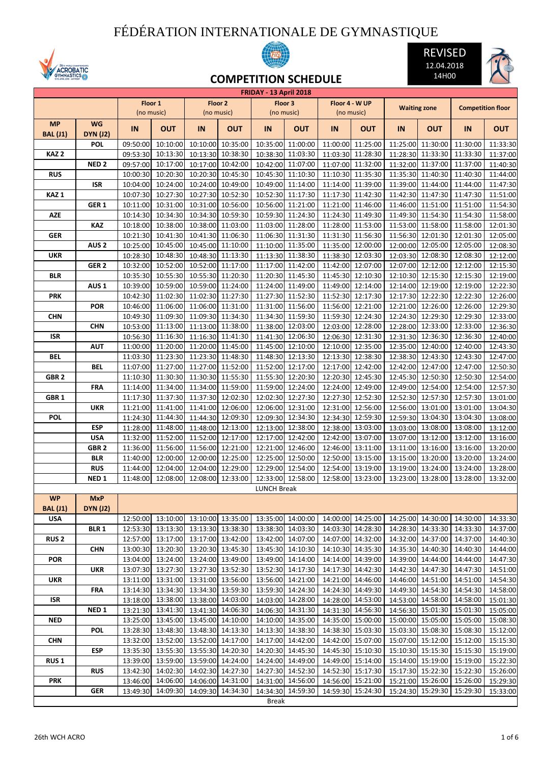# FÉDÉRATION INTERNATIONALE DE GYMNASTIQUE

REVISED
12.04.2018
14H00

## COMPETITION SCHEDULE

| FRIDAY - 13 April 2018 | | | | | | | | | | | | | |
|---|---|---|---|---|---|---|---|---|---|---|---|---|---|
| | | Floor 1 (no music) | | Floor 2 (no music) | | Floor 3 (no music) | | Floor 4 - W UP (no music) | | Waiting zone | | Competition floor | |
| MP BAL (J1) | WG DYN (J2) | IN | OUT | IN | OUT | IN | OUT | IN | OUT | IN | OUT | IN | OUT |
| | POL | 09:50:00 | 10:10:00 | 10:10:00 | 10:35:00 | 10:35:00 | 11:00:00 | 11:00:00 | 11:25:00 | 11:25:00 | 11:30:00 | 11:30:00 | 11:33:30 |
| KAZ 2 | | 09:53:30 | 10:13:30 | 10:13:30 | 10:38:30 | 10:38:30 | 11:03:30 | 11:03:30 | 11:28:30 | 11:28:30 | 11:33:30 | 11:33:30 | 11:37:00 |
| | NED 2 | 09:57:00 | 10:17:00 | 10:17:00 | 10:42:00 | 10:42:00 | 11:07:00 | 11:07:00 | 11:32:00 | 11:32:00 | 11:37:00 | 11:37:00 | 11:40:30 |
| RUS | | 10:00:30 | 10:20:30 | 10:20:30 | 10:45:30 | 10:45:30 | 11:10:30 | 11:10:30 | 11:35:30 | 11:35:30 | 11:40:30 | 11:40:30 | 11:44:00 |
| | ISR | 10:04:00 | 10:24:00 | 10:24:00 | 10:49:00 | 10:49:00 | 11:14:00 | 11:14:00 | 11:39:00 | 11:39:00 | 11:44:00 | 11:44:00 | 11:47:30 |
| KAZ 1 | | 10:07:30 | 10:27:30 | 10:27:30 | 10:52:30 | 10:52:30 | 11:17:30 | 11:17:30 | 11:42:30 | 11:42:30 | 11:47:30 | 11:47:30 | 11:51:00 |
| | GER 1 | 10:11:00 | 10:31:00 | 10:31:00 | 10:56:00 | 10:56:00 | 11:21:00 | 11:21:00 | 11:46:00 | 11:46:00 | 11:51:00 | 11:51:00 | 11:54:30 |
| AZE | | 10:14:30 | 10:34:30 | 10:34:30 | 10:59:30 | 10:59:30 | 11:24:30 | 11:24:30 | 11:49:30 | 11:49:30 | 11:54:30 | 11:54:30 | 11:58:00 |
| | KAZ | 10:18:00 | 10:38:00 | 10:38:00 | 11:03:00 | 11:03:00 | 11:28:00 | 11:28:00 | 11:53:00 | 11:53:00 | 11:58:00 | 11:58:00 | 12:01:30 |
| GER | | 10:21:30 | 10:41:30 | 10:41:30 | 11:06:30 | 11:06:30 | 11:31:30 | 11:31:30 | 11:56:30 | 11:56:30 | 12:01:30 | 12:01:30 | 12:05:00 |
| | AUS 2 | 10:25:00 | 10:45:00 | 10:45:00 | 11:10:00 | 11:10:00 | 11:35:00 | 11:35:00 | 12:00:00 | 12:00:00 | 12:05:00 | 12:05:00 | 12:08:30 |
| UKR | | 10:28:30 | 10:48:30 | 10:48:30 | 11:13:30 | 11:13:30 | 11:38:30 | 11:38:30 | 12:03:30 | 12:03:30 | 12:08:30 | 12:08:30 | 12:12:00 |
| | GER 2 | 10:32:00 | 10:52:00 | 10:52:00 | 11:17:00 | 11:17:00 | 11:42:00 | 11:42:00 | 12:07:00 | 12:07:00 | 12:12:00 | 12:12:00 | 12:15:30 |
| BLR | | 10:35:30 | 10:55:30 | 10:55:30 | 11:20:30 | 11:20:30 | 11:45:30 | 11:45:30 | 12:10:30 | 12:10:30 | 12:15:30 | 12:15:30 | 12:19:00 |
| | AUS 1 | 10:39:00 | 10:59:00 | 10:59:00 | 11:24:00 | 11:24:00 | 11:49:00 | 11:49:00 | 12:14:00 | 12:14:00 | 12:19:00 | 12:19:00 | 12:22:30 |
| PRK | | 10:42:30 | 11:02:30 | 11:02:30 | 11:27:30 | 11:27:30 | 11:52:30 | 11:52:30 | 12:17:30 | 12:17:30 | 12:22:30 | 12:22:30 | 12:26:00 |
| | POR | 10:46:00 | 11:06:00 | 11:06:00 | 11:31:00 | 11:31:00 | 11:56:00 | 11:56:00 | 12:21:00 | 12:21:00 | 12:26:00 | 12:26:00 | 12:29:30 |
| CHN | | 10:49:30 | 11:09:30 | 11:09:30 | 11:34:30 | 11:34:30 | 11:59:30 | 11:59:30 | 12:24:30 | 12:24:30 | 12:29:30 | 12:29:30 | 12:33:00 |
| | CHN | 10:53:00 | 11:13:00 | 11:13:00 | 11:38:00 | 11:38:00 | 12:03:00 | 12:03:00 | 12:28:00 | 12:28:00 | 12:33:00 | 12:33:00 | 12:36:30 |
| ISR | | 10:56:30 | 11:16:30 | 11:16:30 | 11:41:30 | 11:41:30 | 12:06:30 | 12:06:30 | 12:31:30 | 12:31:30 | 12:36:30 | 12:36:30 | 12:40:00 |
| | AUT | 11:00:00 | 11:20:00 | 11:20:00 | 11:45:00 | 11:45:00 | 12:10:00 | 12:10:00 | 12:35:00 | 12:35:00 | 12:40:00 | 12:40:00 | 12:43:30 |
| BEL | | 11:03:30 | 11:23:30 | 11:23:30 | 11:48:30 | 11:48:30 | 12:13:30 | 12:13:30 | 12:38:30 | 12:38:30 | 12:43:30 | 12:43:30 | 12:47:00 |
| | BEL | 11:07:00 | 11:27:00 | 11:27:00 | 11:52:00 | 11:52:00 | 12:17:00 | 12:17:00 | 12:42:00 | 12:42:00 | 12:47:00 | 12:47:00 | 12:50:30 |
| GBR 2 | | 11:10:30 | 11:30:30 | 11:30:30 | 11:55:30 | 11:55:30 | 12:20:30 | 12:20:30 | 12:45:30 | 12:45:30 | 12:50:30 | 12:50:30 | 12:54:00 |
| | FRA | 11:14:00 | 11:34:00 | 11:34:00 | 11:59:00 | 11:59:00 | 12:24:00 | 12:24:00 | 12:49:00 | 12:49:00 | 12:54:00 | 12:54:00 | 12:57:30 |
| GBR 1 | | 11:17:30 | 11:37:30 | 11:37:30 | 12:02:30 | 12:02:30 | 12:27:30 | 12:27:30 | 12:52:30 | 12:52:30 | 12:57:30 | 12:57:30 | 13:01:00 |
| | UKR | 11:21:00 | 11:41:00 | 11:41:00 | 12:06:00 | 12:06:00 | 12:31:00 | 12:31:00 | 12:56:00 | 12:56:00 | 13:01:00 | 13:01:00 | 13:04:30 |
| POL | | 11:24:30 | 11:44:30 | 11:44:30 | 12:09:30 | 12:09:30 | 12:34:30 | 12:34:30 | 12:59:30 | 12:59:30 | 13:04:30 | 13:04:30 | 13:08:00 |
| | ESP | 11:28:00 | 11:48:00 | 11:48:00 | 12:13:00 | 12:13:00 | 12:38:00 | 12:38:00 | 13:03:00 | 13:03:00 | 13:08:00 | 13:08:00 | 13:12:00 |
| | USA | 11:32:00 | 11:52:00 | 11:52:00 | 12:17:00 | 12:17:00 | 12:42:00 | 12:42:00 | 13:07:00 | 13:07:00 | 13:12:00 | 13:12:00 | 13:16:00 |
| | GBR 2 | 11:36:00 | 11:56:00 | 11:56:00 | 12:21:00 | 12:21:00 | 12:46:00 | 12:46:00 | 13:11:00 | 13:11:00 | 13:16:00 | 13:16:00 | 13:20:00 |
| | BLR | 11:40:00 | 12:00:00 | 12:00:00 | 12:25:00 | 12:25:00 | 12:50:00 | 12:50:00 | 13:15:00 | 13:15:00 | 13:20:00 | 13:20:00 | 13:24:00 |
| | RUS | 11:44:00 | 12:04:00 | 12:04:00 | 12:29:00 | 12:29:00 | 12:54:00 | 12:54:00 | 13:19:00 | 13:19:00 | 13:24:00 | 13:24:00 | 13:28:00 |
| | NED 1 | 11:48:00 | 12:08:00 | 12:08:00 | 12:33:00 | 12:33:00 | 12:58:00 | 12:58:00 | 13:23:00 | 13:23:00 | 13:28:00 | 13:28:00 | 13:32:00 |
| LUNCH Break | | | | | | | | | | | | | |
| WP BAL (J1) | MxP DYN (J2) | | | | | | | | | | | | |
| USA | | 12:50:00 | 13:10:00 | 13:10:00 | 13:35:00 | 13:35:00 | 14:00:00 | 14:00:00 | 14:25:00 | 14:25:00 | 14:30:00 | 14:30:00 | 14:33:30 |
| | BLR 1 | 12:53:30 | 13:13:30 | 13:13:30 | 13:38:30 | 13:38:30 | 14:03:30 | 14:03:30 | 14:28:30 | 14:28:30 | 14:33:30 | 14:33:30 | 14:37:00 |
| RUS 2 | | 12:57:00 | 13:17:00 | 13:17:00 | 13:42:00 | 13:42:00 | 14:07:00 | 14:07:00 | 14:32:00 | 14:32:00 | 14:37:00 | 14:37:00 | 14:40:30 |
| | CHN | 13:00:30 | 13:20:30 | 13:20:30 | 13:45:30 | 13:45:30 | 14:10:30 | 14:10:30 | 14:35:30 | 14:35:30 | 14:40:30 | 14:40:30 | 14:44:00 |
| POR | | 13:04:00 | 13:24:00 | 13:24:00 | 13:49:00 | 13:49:00 | 14:14:00 | 14:14:00 | 14:39:00 | 14:39:00 | 14:44:00 | 14:44:00 | 14:47:30 |
| | UKR | 13:07:30 | 13:27:30 | 13:27:30 | 13:52:30 | 13:52:30 | 14:17:30 | 14:17:30 | 14:42:30 | 14:42:30 | 14:47:30 | 14:47:30 | 14:51:00 |
| UKR | | 13:11:00 | 13:31:00 | 13:31:00 | 13:56:00 | 13:56:00 | 14:21:00 | 14:21:00 | 14:46:00 | 14:46:00 | 14:51:00 | 14:51:00 | 14:54:30 |
| | FRA | 13:14:30 | 13:34:30 | 13:34:30 | 13:59:30 | 13:59:30 | 14:24:30 | 14:24:30 | 14:49:30 | 14:49:30 | 14:54:30 | 14:54:30 | 14:58:00 |
| ISR | | 13:18:00 | 13:38:00 | 13:38:00 | 14:03:00 | 14:03:00 | 14:28:00 | 14:28:00 | 14:53:00 | 14:53:00 | 14:58:00 | 14:58:00 | 15:01:30 |
| | NED 1 | 13:21:30 | 13:41:30 | 13:41:30 | 14:06:30 | 14:06:30 | 14:31:30 | 14:31:30 | 14:56:30 | 14:56:30 | 15:01:30 | 15:01:30 | 15:05:00 |
| NED | | 13:25:00 | 13:45:00 | 13:45:00 | 14:10:00 | 14:10:00 | 14:35:00 | 14:35:00 | 15:00:00 | 15:00:00 | 15:05:00 | 15:05:00 | 15:08:30 |
| | POL | 13:28:30 | 13:48:30 | 13:48:30 | 14:13:30 | 14:13:30 | 14:38:30 | 14:38:30 | 15:03:30 | 15:03:30 | 15:08:30 | 15:08:30 | 15:12:00 |
| CHN | | 13:32:00 | 13:52:00 | 13:52:00 | 14:17:00 | 14:17:00 | 14:42:00 | 14:42:00 | 15:07:00 | 15:07:00 | 15:12:00 | 15:12:00 | 15:15:30 |
| | ESP | 13:35:30 | 13:55:30 | 13:55:30 | 14:20:30 | 14:20:30 | 14:45:30 | 14:45:30 | 15:10:30 | 15:10:30 | 15:15:30 | 15:15:30 | 15:19:00 |
| RUS 1 | | 13:39:00 | 13:59:00 | 13:59:00 | 14:24:00 | 14:24:00 | 14:49:00 | 14:49:00 | 15:14:00 | 15:14:00 | 15:19:00 | 15:19:00 | 15:22:30 |
| | RUS | 13:42:30 | 14:02:30 | 14:02:30 | 14:27:30 | 14:27:30 | 14:52:30 | 14:52:30 | 15:17:30 | 15:17:30 | 15:22:30 | 15:22:30 | 15:26:00 |
| PRK | | 13:46:00 | 14:06:00 | 14:06:00 | 14:31:00 | 14:31:00 | 14:56:00 | 14:56:00 | 15:21:00 | 15:21:00 | 15:26:00 | 15:26:00 | 15:29:30 |
| | GER | 13:49:30 | 14:09:30 | 14:09:30 | 14:34:30 | 14:34:30 | 14:59:30 | 14:59:30 | 15:24:30 | 15:24:30 | 15:29:30 | 15:29:30 | 15:33:00 |
| Break | | | | | | | | | | | | | |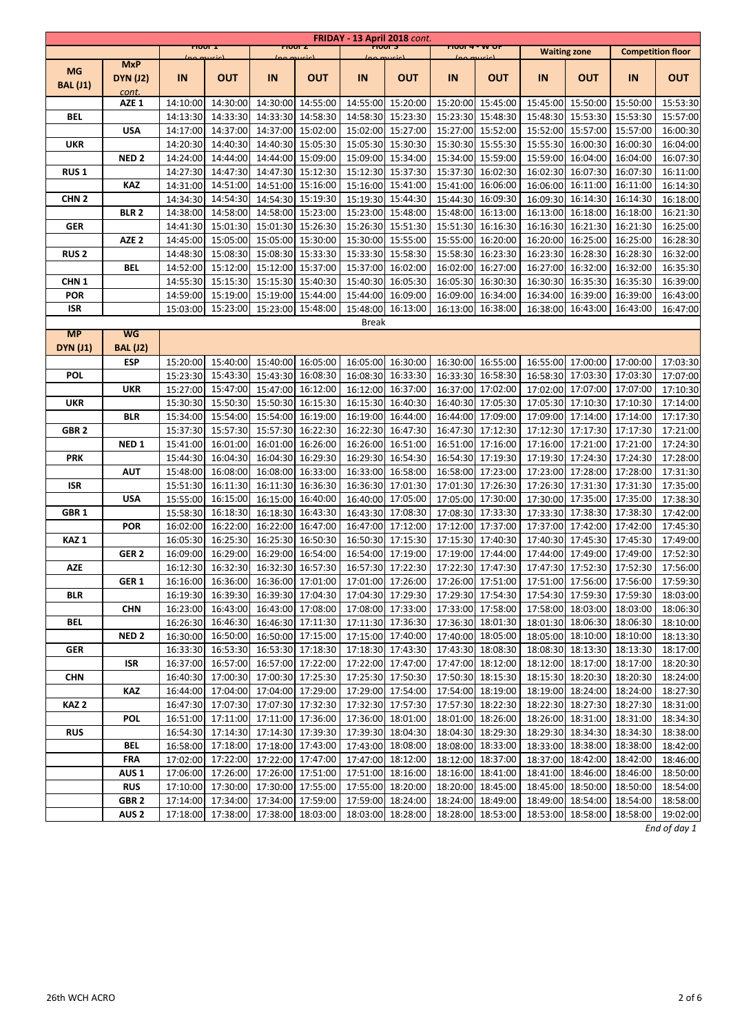| FRIDAY - 13 April 2018 *cont.* | | | | | | | | | | | | | |
|---|---|---|---|---|---|---|---|---|---|---|---|---|---|
| | | Floor 1 (no music) | | Floor 2 (no music) | | Floor 3 (no music) | | Floor 4 - W UP (no music) | | Waiting zone | | Competition floor | |
| **MG BAL (J1)** | **MxP DYN (J2) cont.** | **IN** | **OUT** | **IN** | **OUT** | **IN** | **OUT** | **IN** | **OUT** | **IN** | **OUT** | **IN** | **OUT** |
| | **AZE 1** | 14:10:00 | 14:30:00 | 14:30:00 | 14:55:00 | 14:55:00 | 15:20:00 | 15:20:00 | 15:45:00 | 15:45:00 | 15:50:00 | 15:50:00 | 15:53:30 |
| **BEL** | | 14:13:30 | 14:33:30 | 14:33:30 | 14:58:30 | 14:58:30 | 15:23:30 | 15:23:30 | 15:48:30 | 15:48:30 | 15:53:30 | 15:53:30 | 15:57:00 |
| | **USA** | 14:17:00 | 14:37:00 | 14:37:00 | 15:02:00 | 15:02:00 | 15:27:00 | 15:27:00 | 15:52:00 | 15:52:00 | 15:57:00 | 15:57:00 | 16:00:30 |
| **UKR** | | 14:20:30 | 14:40:30 | 14:40:30 | 15:05:30 | 15:05:30 | 15:30:30 | 15:30:30 | 15:55:30 | 15:55:30 | 16:00:30 | 16:00:30 | 16:04:00 |
| | **NED 2** | 14:24:00 | 14:44:00 | 14:44:00 | 15:09:00 | 15:09:00 | 15:34:00 | 15:34:00 | 15:59:00 | 15:59:00 | 16:04:00 | 16:04:00 | 16:07:30 |
| **RUS 1** | | 14:27:30 | 14:47:30 | 14:47:30 | 15:12:30 | 15:12:30 | 15:37:30 | 15:37:30 | 16:02:30 | 16:02:30 | 16:07:30 | 16:07:30 | 16:11:00 |
| | **KAZ** | 14:31:00 | 14:51:00 | 14:51:00 | 15:16:00 | 15:16:00 | 15:41:00 | 15:41:00 | 16:06:00 | 16:06:00 | 16:11:00 | 16:11:00 | 16:14:30 |
| **CHN 2** | | 14:34:30 | 14:54:30 | 14:54:30 | 15:19:30 | 15:19:30 | 15:44:30 | 15:44:30 | 16:09:30 | 16:09:30 | 16:14:30 | 16:14:30 | 16:18:00 |
| | **BLR 2** | 14:38:00 | 14:58:00 | 14:58:00 | 15:23:00 | 15:23:00 | 15:48:00 | 15:48:00 | 16:13:00 | 16:13:00 | 16:18:00 | 16:18:00 | 16:21:30 |
| **GER** | | 14:41:30 | 15:01:30 | 15:01:30 | 15:26:30 | 15:26:30 | 15:51:30 | 15:51:30 | 16:16:30 | 16:16:30 | 16:21:30 | 16:21:30 | 16:25:00 |
| | **AZE 2** | 14:45:00 | 15:05:00 | 15:05:00 | 15:30:00 | 15:30:00 | 15:55:00 | 15:55:00 | 16:20:00 | 16:20:00 | 16:25:00 | 16:25:00 | 16:28:30 |
| **RUS 2** | | 14:48:30 | 15:08:30 | 15:08:30 | 15:33:30 | 15:33:30 | 15:58:30 | 15:58:30 | 16:23:30 | 16:23:30 | 16:28:30 | 16:28:30 | 16:32:00 |
| | **BEL** | 14:52:00 | 15:12:00 | 15:12:00 | 15:37:00 | 15:37:00 | 16:02:00 | 16:02:00 | 16:27:00 | 16:27:00 | 16:32:00 | 16:32:00 | 16:35:30 |
| **CHN 1** | | 14:55:30 | 15:15:30 | 15:15:30 | 15:40:30 | 15:40:30 | 16:05:30 | 16:05:30 | 16:30:30 | 16:30:30 | 16:35:30 | 16:35:30 | 16:39:00 |
| **POR** | | 14:59:00 | 15:19:00 | 15:19:00 | 15:44:00 | 15:44:00 | 16:09:00 | 16:09:00 | 16:34:00 | 16:34:00 | 16:39:00 | 16:39:00 | 16:43:00 |
| **ISR** | | 15:03:00 | 15:23:00 | 15:23:00 | 15:48:00 | 15:48:00 | 16:13:00 | 16:13:00 | 16:38:00 | 16:38:00 | 16:43:00 | 16:43:00 | 16:47:00 |
| | | | | | | Break | | | | | | | |
| **MP DYN (J1)** | **WG BAL (J2)** | | | | | | | | | | | | |
| | **ESP** | 15:20:00 | 15:40:00 | 15:40:00 | 16:05:00 | 16:05:00 | 16:30:00 | 16:30:00 | 16:55:00 | 16:55:00 | 17:00:00 | 17:00:00 | 17:03:30 |
| **POL** | | 15:23:30 | 15:43:30 | 15:43:30 | 16:08:30 | 16:08:30 | 16:33:30 | 16:33:30 | 16:58:30 | 16:58:30 | 17:03:30 | 17:03:30 | 17:07:00 |
| | **UKR** | 15:27:00 | 15:47:00 | 15:47:00 | 16:12:00 | 16:12:00 | 16:37:00 | 16:37:00 | 17:02:00 | 17:02:00 | 17:07:00 | 17:07:00 | 17:10:30 |
| **UKR** | | 15:30:30 | 15:50:30 | 15:50:30 | 16:15:30 | 16:15:30 | 16:40:30 | 16:40:30 | 17:05:30 | 17:05:30 | 17:10:30 | 17:10:30 | 17:14:00 |
| | **BLR** | 15:34:00 | 15:54:00 | 15:54:00 | 16:19:00 | 16:19:00 | 16:44:00 | 16:44:00 | 17:09:00 | 17:09:00 | 17:14:00 | 17:14:00 | 17:17:30 |
| **GBR 2** | | 15:37:30 | 15:57:30 | 15:57:30 | 16:22:30 | 16:22:30 | 16:47:30 | 16:47:30 | 17:12:30 | 17:12:30 | 17:17:30 | 17:17:30 | 17:21:00 |
| | **NED 1** | 15:41:00 | 16:01:00 | 16:01:00 | 16:26:00 | 16:26:00 | 16:51:00 | 16:51:00 | 17:16:00 | 17:16:00 | 17:21:00 | 17:21:00 | 17:24:30 |
| **PRK** | | 15:44:30 | 16:04:30 | 16:04:30 | 16:29:30 | 16:29:30 | 16:54:30 | 16:54:30 | 17:19:30 | 17:19:30 | 17:24:30 | 17:24:30 | 17:28:00 |
| | **AUT** | 15:48:00 | 16:08:00 | 16:08:00 | 16:33:00 | 16:33:00 | 16:58:00 | 16:58:00 | 17:23:00 | 17:23:00 | 17:28:00 | 17:28:00 | 17:31:30 |
| **ISR** | | 15:51:30 | 16:11:30 | 16:11:30 | 16:36:30 | 16:36:30 | 17:01:30 | 17:01:30 | 17:26:30 | 17:26:30 | 17:31:30 | 17:31:30 | 17:35:00 |
| | **USA** | 15:55:00 | 16:15:00 | 16:15:00 | 16:40:00 | 16:40:00 | 17:05:00 | 17:05:00 | 17:30:00 | 17:30:00 | 17:35:00 | 17:35:00 | 17:38:30 |
| **GBR 1** | | 15:58:30 | 16:18:30 | 16:18:30 | 16:43:30 | 16:43:30 | 17:08:30 | 17:08:30 | 17:33:30 | 17:33:30 | 17:38:30 | 17:38:30 | 17:42:00 |
| | **POR** | 16:02:00 | 16:22:00 | 16:22:00 | 16:47:00 | 16:47:00 | 17:12:00 | 17:12:00 | 17:37:00 | 17:37:00 | 17:42:00 | 17:42:00 | 17:45:30 |
| **KAZ 1** | | 16:05:30 | 16:25:30 | 16:25:30 | 16:50:30 | 16:50:30 | 17:15:30 | 17:15:30 | 17:40:30 | 17:40:30 | 17:45:30 | 17:45:30 | 17:49:00 |
| | **GER 2** | 16:09:00 | 16:29:00 | 16:29:00 | 16:54:00 | 16:54:00 | 17:19:00 | 17:19:00 | 17:44:00 | 17:44:00 | 17:49:00 | 17:49:00 | 17:52:30 |
| **AZE** | | 16:12:30 | 16:32:30 | 16:32:30 | 16:57:30 | 16:57:30 | 17:22:30 | 17:22:30 | 17:47:30 | 17:47:30 | 17:52:30 | 17:52:30 | 17:56:00 |
| | **GER 1** | 16:16:00 | 16:36:00 | 16:36:00 | 17:01:00 | 17:01:00 | 17:26:00 | 17:26:00 | 17:51:00 | 17:51:00 | 17:56:00 | 17:56:00 | 17:59:30 |
| **BLR** | | 16:19:30 | 16:39:30 | 16:39:30 | 17:04:30 | 17:04:30 | 17:29:30 | 17:29:30 | 17:54:30 | 17:54:30 | 17:59:30 | 17:59:30 | 18:03:00 |
| | **CHN** | 16:23:00 | 16:43:00 | 16:43:00 | 17:08:00 | 17:08:00 | 17:33:00 | 17:33:00 | 17:58:00 | 17:58:00 | 18:03:00 | 18:03:00 | 18:06:30 |
| **BEL** | | 16:26:30 | 16:46:30 | 16:46:30 | 17:11:30 | 17:11:30 | 17:36:30 | 17:36:30 | 18:01:30 | 18:01:30 | 18:06:30 | 18:06:30 | 18:10:00 |
| | **NED 2** | 16:30:00 | 16:50:00 | 16:50:00 | 17:15:00 | 17:15:00 | 17:40:00 | 17:40:00 | 18:05:00 | 18:05:00 | 18:10:00 | 18:10:00 | 18:13:30 |
| **GER** | | 16:33:30 | 16:53:30 | 16:53:30 | 17:18:30 | 17:18:30 | 17:43:30 | 17:43:30 | 18:08:30 | 18:08:30 | 18:13:30 | 18:13:30 | 18:17:00 |
| | **ISR** | 16:37:00 | 16:57:00 | 16:57:00 | 17:22:00 | 17:22:00 | 17:47:00 | 17:47:00 | 18:12:00 | 18:12:00 | 18:17:00 | 18:17:00 | 18:20:30 |
| **CHN** | | 16:40:30 | 17:00:30 | 17:00:30 | 17:25:30 | 17:25:30 | 17:50:30 | 17:50:30 | 18:15:30 | 18:15:30 | 18:20:30 | 18:20:30 | 18:24:00 |
| | **KAZ** | 16:44:00 | 17:04:00 | 17:04:00 | 17:29:00 | 17:29:00 | 17:54:00 | 17:54:00 | 18:19:00 | 18:19:00 | 18:24:00 | 18:24:00 | 18:27:30 |
| **KAZ 2** | | 16:47:30 | 17:07:30 | 17:07:30 | 17:32:30 | 17:32:30 | 17:57:30 | 17:57:30 | 18:22:30 | 18:22:30 | 18:27:30 | 18:27:30 | 18:31:00 |
| | **POL** | 16:51:00 | 17:11:00 | 17:11:00 | 17:36:00 | 17:36:00 | 18:01:00 | 18:01:00 | 18:26:00 | 18:26:00 | 18:31:00 | 18:31:00 | 18:34:30 |
| **RUS** | | 16:54:30 | 17:14:30 | 17:14:30 | 17:39:30 | 17:39:30 | 18:04:30 | 18:04:30 | 18:29:30 | 18:29:30 | 18:34:30 | 18:34:30 | 18:38:00 |
| | **BEL** | 16:58:00 | 17:18:00 | 17:18:00 | 17:43:00 | 17:43:00 | 18:08:00 | 18:08:00 | 18:33:00 | 18:33:00 | 18:38:00 | 18:38:00 | 18:42:00 |
| | **FRA** | 17:02:00 | 17:22:00 | 17:22:00 | 17:47:00 | 17:47:00 | 18:12:00 | 18:12:00 | 18:37:00 | 18:37:00 | 18:42:00 | 18:42:00 | 18:46:00 |
| | **AUS 1** | 17:06:00 | 17:26:00 | 17:26:00 | 17:51:00 | 17:51:00 | 18:16:00 | 18:16:00 | 18:41:00 | 18:41:00 | 18:46:00 | 18:46:00 | 18:50:00 |
| | **RUS** | 17:10:00 | 17:30:00 | 17:30:00 | 17:55:00 | 17:55:00 | 18:20:00 | 18:20:00 | 18:45:00 | 18:45:00 | 18:50:00 | 18:50:00 | 18:54:00 |
| | **GBR 2** | 17:14:00 | 17:34:00 | 17:34:00 | 17:59:00 | 17:59:00 | 18:24:00 | 18:24:00 | 18:49:00 | 18:49:00 | 18:54:00 | 18:54:00 | 18:58:00 |
| | **AUS 2** | 17:18:00 | 17:38:00 | 17:38:00 | 18:03:00 | 18:03:00 | 18:28:00 | 18:28:00 | 18:53:00 | 18:53:00 | 18:58:00 | 18:58:00 | 19:02:00 |

*End of day 1*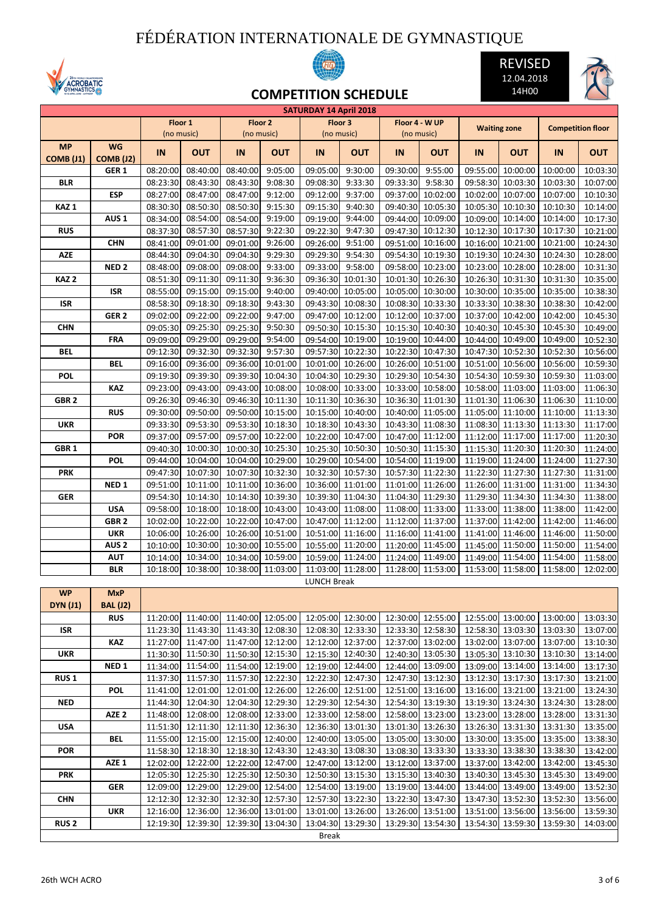# FÉDÉRATION INTERNATIONALE DE GYMNASTIQUE

## COMPETITION SCHEDULE

REVISED
12.04.2018
14H00

| SATURDAY 14 April 2018 | | | | | | | | | | | | | |
|---|---|---|---|---|---|---|---|---|---|---|---|---|---|
| | | Floor 1 (no music) | | Floor 2 (no music) | | Floor 3 (no music) | | Floor 4 - W UP (no music) | | Waiting zone | | Competition floor | |
| MP COMB (J1) | WG COMB (J2) | IN | OUT | IN | OUT | IN | OUT | IN | OUT | IN | OUT | IN | OUT |
| | GER 1 | 08:20:00 | 08:40:00 | 08:40:00 | 9:05:00 | 09:05:00 | 9:30:00 | 09:30:00 | 9:55:00 | 09:55:00 | 10:00:00 | 10:00:00 | 10:03:30 |
| BLR | | 08:23:30 | 08:43:30 | 08:43:30 | 9:08:30 | 09:08:30 | 9:33:30 | 09:33:30 | 9:58:30 | 09:58:30 | 10:03:30 | 10:03:30 | 10:07:00 |
| | ESP | 08:27:00 | 08:47:00 | 08:47:00 | 9:12:00 | 09:12:00 | 9:37:00 | 09:37:00 | 10:02:00 | 10:02:00 | 10:07:00 | 10:07:00 | 10:10:30 |
| KAZ 1 | | 08:30:30 | 08:50:30 | 08:50:30 | 9:15:30 | 09:15:30 | 9:40:30 | 09:40:30 | 10:05:30 | 10:05:30 | 10:10:30 | 10:10:30 | 10:14:00 |
| | AUS 1 | 08:34:00 | 08:54:00 | 08:54:00 | 9:19:00 | 09:19:00 | 9:44:00 | 09:44:00 | 10:09:00 | 10:09:00 | 10:14:00 | 10:14:00 | 10:17:30 |
| RUS | | 08:37:30 | 08:57:30 | 08:57:30 | 9:22:30 | 09:22:30 | 9:47:30 | 09:47:30 | 10:12:30 | 10:12:30 | 10:17:30 | 10:17:30 | 10:21:00 |
| | CHN | 08:41:00 | 09:01:00 | 09:01:00 | 9:26:00 | 09:26:00 | 9:51:00 | 09:51:00 | 10:16:00 | 10:16:00 | 10:21:00 | 10:21:00 | 10:24:30 |
| AZE | | 08:44:30 | 09:04:30 | 09:04:30 | 9:29:30 | 09:29:30 | 9:54:30 | 09:54:30 | 10:19:30 | 10:19:30 | 10:24:30 | 10:24:30 | 10:28:00 |
| | NED 2 | 08:48:00 | 09:08:00 | 09:08:00 | 9:33:00 | 09:33:00 | 9:58:00 | 09:58:00 | 10:23:00 | 10:23:00 | 10:28:00 | 10:28:00 | 10:31:30 |
| KAZ 2 | | 08:51:30 | 09:11:30 | 09:11:30 | 9:36:30 | 09:36:30 | 10:01:30 | 10:01:30 | 10:26:30 | 10:26:30 | 10:31:30 | 10:31:30 | 10:35:00 |
| | ISR | 08:55:00 | 09:15:00 | 09:15:00 | 9:40:00 | 09:40:00 | 10:05:00 | 10:05:00 | 10:30:00 | 10:30:00 | 10:35:00 | 10:35:00 | 10:38:30 |
| ISR | | 08:58:30 | 09:18:30 | 09:18:30 | 9:43:30 | 09:43:30 | 10:08:30 | 10:08:30 | 10:33:30 | 10:33:30 | 10:38:30 | 10:38:30 | 10:42:00 |
| | GER 2 | 09:02:00 | 09:22:00 | 09:22:00 | 9:47:00 | 09:47:00 | 10:12:00 | 10:12:00 | 10:37:00 | 10:37:00 | 10:42:00 | 10:42:00 | 10:45:30 |
| CHN | | 09:05:30 | 09:25:30 | 09:25:30 | 9:50:30 | 09:50:30 | 10:15:30 | 10:15:30 | 10:40:30 | 10:40:30 | 10:45:30 | 10:45:30 | 10:49:00 |
| | FRA | 09:09:00 | 09:29:00 | 09:29:00 | 9:54:00 | 09:54:00 | 10:19:00 | 10:19:00 | 10:44:00 | 10:44:00 | 10:49:00 | 10:49:00 | 10:52:30 |
| BEL | | 09:12:30 | 09:32:30 | 09:32:30 | 9:57:30 | 09:57:30 | 10:22:30 | 10:22:30 | 10:47:30 | 10:47:30 | 10:52:30 | 10:52:30 | 10:56:00 |
| | BEL | 09:16:00 | 09:36:00 | 09:36:00 | 10:01:00 | 10:01:00 | 10:26:00 | 10:26:00 | 10:51:00 | 10:51:00 | 10:56:00 | 10:56:00 | 10:59:30 |
| POL | | 09:19:30 | 09:39:30 | 09:39:30 | 10:04:30 | 10:04:30 | 10:29:30 | 10:29:30 | 10:54:30 | 10:54:30 | 10:59:30 | 10:59:30 | 11:03:00 |
| | KAZ | 09:23:00 | 09:43:00 | 09:43:00 | 10:08:00 | 10:08:00 | 10:33:00 | 10:33:00 | 10:58:00 | 10:58:00 | 11:03:00 | 11:03:00 | 11:06:30 |
| GBR 2 | | 09:26:30 | 09:46:30 | 09:46:30 | 10:11:30 | 10:11:30 | 10:36:30 | 10:36:30 | 11:01:30 | 11:01:30 | 11:06:30 | 11:06:30 | 11:10:00 |
| | RUS | 09:30:00 | 09:50:00 | 09:50:00 | 10:15:00 | 10:15:00 | 10:40:00 | 10:40:00 | 11:05:00 | 11:05:00 | 11:10:00 | 11:10:00 | 11:13:30 |
| UKR | | 09:33:30 | 09:53:30 | 09:53:30 | 10:18:30 | 10:18:30 | 10:43:30 | 10:43:30 | 11:08:30 | 11:08:30 | 11:13:30 | 11:13:30 | 11:17:00 |
| | POR | 09:37:00 | 09:57:00 | 09:57:00 | 10:22:00 | 10:22:00 | 10:47:00 | 10:47:00 | 11:12:00 | 11:12:00 | 11:17:00 | 11:17:00 | 11:20:30 |
| GBR 1 | | 09:40:30 | 10:00:30 | 10:00:30 | 10:25:30 | 10:25:30 | 10:50:30 | 10:50:30 | 11:15:30 | 11:15:30 | 11:20:30 | 11:20:30 | 11:24:00 |
| | POL | 09:44:00 | 10:04:00 | 10:04:00 | 10:29:00 | 10:29:00 | 10:54:00 | 10:54:00 | 11:19:00 | 11:19:00 | 11:24:00 | 11:24:00 | 11:27:30 |
| PRK | | 09:47:30 | 10:07:30 | 10:07:30 | 10:32:30 | 10:32:30 | 10:57:30 | 10:57:30 | 11:22:30 | 11:22:30 | 11:27:30 | 11:27:30 | 11:31:00 |
| | NED 1 | 09:51:00 | 10:11:00 | 10:11:00 | 10:36:00 | 10:36:00 | 11:01:00 | 11:01:00 | 11:26:00 | 11:26:00 | 11:31:00 | 11:31:00 | 11:34:30 |
| GER | | 09:54:30 | 10:14:30 | 10:14:30 | 10:39:30 | 10:39:30 | 11:04:30 | 11:04:30 | 11:29:30 | 11:29:30 | 11:34:30 | 11:34:30 | 11:38:00 |
| | USA | 09:58:00 | 10:18:00 | 10:18:00 | 10:43:00 | 10:43:00 | 11:08:00 | 11:08:00 | 11:33:00 | 11:33:00 | 11:38:00 | 11:38:00 | 11:42:00 |
| | GBR 2 | 10:02:00 | 10:22:00 | 10:22:00 | 10:47:00 | 10:47:00 | 11:12:00 | 11:12:00 | 11:37:00 | 11:37:00 | 11:42:00 | 11:42:00 | 11:46:00 |
| | UKR | 10:06:00 | 10:26:00 | 10:26:00 | 10:51:00 | 10:51:00 | 11:16:00 | 11:16:00 | 11:41:00 | 11:41:00 | 11:46:00 | 11:46:00 | 11:50:00 |
| | AUS 2 | 10:10:00 | 10:30:00 | 10:30:00 | 10:55:00 | 10:55:00 | 11:20:00 | 11:20:00 | 11:45:00 | 11:45:00 | 11:50:00 | 11:50:00 | 11:54:00 |
| | AUT | 10:14:00 | 10:34:00 | 10:34:00 | 10:59:00 | 10:59:00 | 11:24:00 | 11:24:00 | 11:49:00 | 11:49:00 | 11:54:00 | 11:54:00 | 11:58:00 |
| | BLR | 10:18:00 | 10:38:00 | 10:38:00 | 11:03:00 | 11:03:00 | 11:28:00 | 11:28:00 | 11:53:00 | 11:53:00 | 11:58:00 | 11:58:00 | 12:02:00 |
| LUNCH Break | | | | | | | | | | | | | |
| WP DYN (J1) | MxP BAL (J2) | | | | | | | | | | | | |
| | RUS | 11:20:00 | 11:40:00 | 11:40:00 | 12:05:00 | 12:05:00 | 12:30:00 | 12:30:00 | 12:55:00 | 12:55:00 | 13:00:00 | 13:00:00 | 13:03:30 |
| ISR | | 11:23:30 | 11:43:30 | 11:43:30 | 12:08:30 | 12:08:30 | 12:33:30 | 12:33:30 | 12:58:30 | 12:58:30 | 13:03:30 | 13:03:30 | 13:07:00 |
| | KAZ | 11:27:00 | 11:47:00 | 11:47:00 | 12:12:00 | 12:12:00 | 12:37:00 | 12:37:00 | 13:02:00 | 13:02:00 | 13:07:00 | 13:07:00 | 13:10:30 |
| UKR | | 11:30:30 | 11:50:30 | 11:50:30 | 12:15:30 | 12:15:30 | 12:40:30 | 12:40:30 | 13:05:30 | 13:05:30 | 13:10:30 | 13:10:30 | 13:14:00 |
| | NED 1 | 11:34:00 | 11:54:00 | 11:54:00 | 12:19:00 | 12:19:00 | 12:44:00 | 12:44:00 | 13:09:00 | 13:09:00 | 13:14:00 | 13:14:00 | 13:17:30 |
| RUS 1 | | 11:37:30 | 11:57:30 | 11:57:30 | 12:22:30 | 12:22:30 | 12:47:30 | 12:47:30 | 13:12:30 | 13:12:30 | 13:17:30 | 13:17:30 | 13:21:00 |
| | POL | 11:41:00 | 12:01:00 | 12:01:00 | 12:26:00 | 12:26:00 | 12:51:00 | 12:51:00 | 13:16:00 | 13:16:00 | 13:21:00 | 13:21:00 | 13:24:30 |
| NED | | 11:44:30 | 12:04:30 | 12:04:30 | 12:29:30 | 12:29:30 | 12:54:30 | 12:54:30 | 13:19:30 | 13:19:30 | 13:24:30 | 13:24:30 | 13:28:00 |
| | AZE 2 | 11:48:00 | 12:08:00 | 12:08:00 | 12:33:00 | 12:33:00 | 12:58:00 | 12:58:00 | 13:23:00 | 13:23:00 | 13:28:00 | 13:28:00 | 13:31:30 |
| USA | | 11:51:30 | 12:11:30 | 12:11:30 | 12:36:30 | 12:36:30 | 13:01:30 | 13:01:30 | 13:26:30 | 13:26:30 | 13:31:30 | 13:31:30 | 13:35:00 |
| | BEL | 11:55:00 | 12:15:00 | 12:15:00 | 12:40:00 | 12:40:00 | 13:05:00 | 13:05:00 | 13:30:00 | 13:30:00 | 13:35:00 | 13:35:00 | 13:38:30 |
| POR | | 11:58:30 | 12:18:30 | 12:18:30 | 12:43:30 | 12:43:30 | 13:08:30 | 13:08:30 | 13:33:30 | 13:33:30 | 13:38:30 | 13:38:30 | 13:42:00 |
| | AZE 1 | 12:02:00 | 12:22:00 | 12:22:00 | 12:47:00 | 12:47:00 | 13:12:00 | 13:12:00 | 13:37:00 | 13:37:00 | 13:42:00 | 13:42:00 | 13:45:30 |
| PRK | | 12:05:30 | 12:25:30 | 12:25:30 | 12:50:30 | 12:50:30 | 13:15:30 | 13:15:30 | 13:40:30 | 13:40:30 | 13:45:30 | 13:45:30 | 13:49:00 |
| | GER | 12:09:00 | 12:29:00 | 12:29:00 | 12:54:00 | 12:54:00 | 13:19:00 | 13:19:00 | 13:44:00 | 13:44:00 | 13:49:00 | 13:49:00 | 13:52:30 |
| CHN | | 12:12:30 | 12:32:30 | 12:32:30 | 12:57:30 | 12:57:30 | 13:22:30 | 13:22:30 | 13:47:30 | 13:47:30 | 13:52:30 | 13:52:30 | 13:56:00 |
| | UKR | 12:16:00 | 12:36:00 | 12:36:00 | 13:01:00 | 13:01:00 | 13:26:00 | 13:26:00 | 13:51:00 | 13:51:00 | 13:56:00 | 13:56:00 | 13:59:30 |
| RUS 2 | | 12:19:30 | 12:39:30 | 12:39:30 | 13:04:30 | 13:04:30 | 13:29:30 | 13:29:30 | 13:54:30 | 13:54:30 | 13:59:30 | 13:59:30 | 14:03:00 |
| Break | | | | | | | | | | | | | |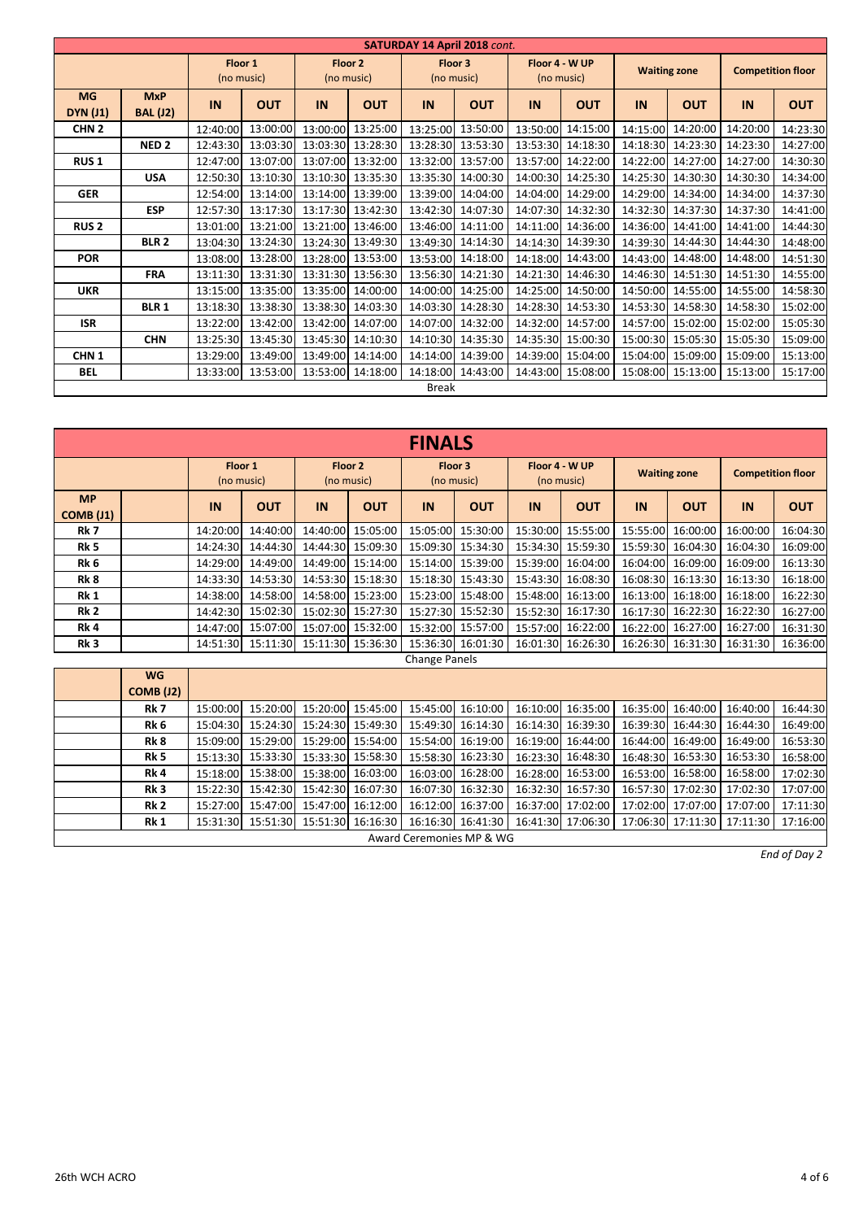| SATURDAY 14 April 2018 *cont.* | | | | | | | | | | | | | |
|---|---|---|---|---|---|---|---|---|---|---|---|---|---|
| | | Floor 1 (no music) | | Floor 2 (no music) | | Floor 3 (no music) | | Floor 4 - W UP (no music) | | Waiting zone | | Competition floor | |
| **MG DYN (J1)** | **MxP BAL (J2)** | **IN** | **OUT** | **IN** | **OUT** | **IN** | **OUT** | **IN** | **OUT** | **IN** | **OUT** | **IN** | **OUT** |
| **CHN 2** | | 12:40:00 | 13:00:00 | 13:00:00 | 13:25:00 | 13:25:00 | 13:50:00 | 13:50:00 | 14:15:00 | 14:15:00 | 14:20:00 | 14:20:00 | 14:23:30 |
| | **NED 2** | 12:43:30 | 13:03:30 | 13:03:30 | 13:28:30 | 13:28:30 | 13:53:30 | 13:53:30 | 14:18:30 | 14:18:30 | 14:23:30 | 14:23:30 | 14:27:00 |
| **RUS 1** | | 12:47:00 | 13:07:00 | 13:07:00 | 13:32:00 | 13:32:00 | 13:57:00 | 13:57:00 | 14:22:00 | 14:22:00 | 14:27:00 | 14:27:00 | 14:30:30 |
| | **USA** | 12:50:30 | 13:10:30 | 13:10:30 | 13:35:30 | 13:35:30 | 14:00:30 | 14:00:30 | 14:25:30 | 14:25:30 | 14:30:30 | 14:30:30 | 14:34:00 |
| **GER** | | 12:54:00 | 13:14:00 | 13:14:00 | 13:39:00 | 13:39:00 | 14:04:00 | 14:04:00 | 14:29:00 | 14:29:00 | 14:34:00 | 14:34:00 | 14:37:30 |
| | **ESP** | 12:57:30 | 13:17:30 | 13:17:30 | 13:42:30 | 13:42:30 | 14:07:30 | 14:07:30 | 14:32:30 | 14:32:30 | 14:37:30 | 14:37:30 | 14:41:00 |
| **RUS 2** | | 13:01:00 | 13:21:00 | 13:21:00 | 13:46:00 | 13:46:00 | 14:11:00 | 14:11:00 | 14:36:00 | 14:36:00 | 14:41:00 | 14:41:00 | 14:44:30 |
| | **BLR 2** | 13:04:30 | 13:24:30 | 13:24:30 | 13:49:30 | 13:49:30 | 14:14:30 | 14:14:30 | 14:39:30 | 14:39:30 | 14:44:30 | 14:44:30 | 14:48:00 |
| **POR** | | 13:08:00 | 13:28:00 | 13:28:00 | 13:53:00 | 13:53:00 | 14:18:00 | 14:18:00 | 14:43:00 | 14:43:00 | 14:48:00 | 14:48:00 | 14:51:30 |
| | **FRA** | 13:11:30 | 13:31:30 | 13:31:30 | 13:56:30 | 13:56:30 | 14:21:30 | 14:21:30 | 14:46:30 | 14:46:30 | 14:51:30 | 14:51:30 | 14:55:00 |
| **UKR** | | 13:15:00 | 13:35:00 | 13:35:00 | 14:00:00 | 14:00:00 | 14:25:00 | 14:25:00 | 14:50:00 | 14:50:00 | 14:55:00 | 14:55:00 | 14:58:30 |
| | **BLR 1** | 13:18:30 | 13:38:30 | 13:38:30 | 14:03:30 | 14:03:30 | 14:28:30 | 14:28:30 | 14:53:30 | 14:53:30 | 14:58:30 | 14:58:30 | 15:02:00 |
| **ISR** | | 13:22:00 | 13:42:00 | 13:42:00 | 14:07:00 | 14:07:00 | 14:32:00 | 14:32:00 | 14:57:00 | 14:57:00 | 15:02:00 | 15:02:00 | 15:05:30 |
| | **CHN** | 13:25:30 | 13:45:30 | 13:45:30 | 14:10:30 | 14:10:30 | 14:35:30 | 14:35:30 | 15:00:30 | 15:00:30 | 15:05:30 | 15:05:30 | 15:09:00 |
| **CHN 1** | | 13:29:00 | 13:49:00 | 13:49:00 | 14:14:00 | 14:14:00 | 14:39:00 | 14:39:00 | 15:04:00 | 15:04:00 | 15:09:00 | 15:09:00 | 15:13:00 |
| **BEL** | | 13:33:00 | 13:53:00 | 13:53:00 | 14:18:00 | 14:18:00 | 14:43:00 | 14:43:00 | 15:08:00 | 15:08:00 | 15:13:00 | 15:13:00 | 15:17:00 |
| Break | | | | | | | | | | | | | |

| FINALS | | | | | | | | | | | | | |
|---|---|---|---|---|---|---|---|---|---|---|---|---|---|
| | | Floor 1 (no music) | | Floor 2 (no music) | | Floor 3 (no music) | | Floor 4 - W UP (no music) | | Waiting zone | | Competition floor | |
| **MP COMB (J1)** | | **IN** | **OUT** | **IN** | **OUT** | **IN** | **OUT** | **IN** | **OUT** | **IN** | **OUT** | **IN** | **OUT** |
| **Rk 7** | | 14:20:00 | 14:40:00 | 14:40:00 | 15:05:00 | 15:05:00 | 15:30:00 | 15:30:00 | 15:55:00 | 15:55:00 | 16:00:00 | 16:00:00 | 16:04:30 |
| **Rk 5** | | 14:24:30 | 14:44:30 | 14:44:30 | 15:09:30 | 15:09:30 | 15:34:30 | 15:34:30 | 15:59:30 | 15:59:30 | 16:04:30 | 16:04:30 | 16:09:00 |
| **Rk 6** | | 14:29:00 | 14:49:00 | 14:49:00 | 15:14:00 | 15:14:00 | 15:39:00 | 15:39:00 | 16:04:00 | 16:04:00 | 16:09:00 | 16:09:00 | 16:13:30 |
| **Rk 8** | | 14:33:30 | 14:53:30 | 14:53:30 | 15:18:30 | 15:18:30 | 15:43:30 | 15:43:30 | 16:08:30 | 16:08:30 | 16:13:30 | 16:13:30 | 16:18:00 |
| **Rk 1** | | 14:38:00 | 14:58:00 | 14:58:00 | 15:23:00 | 15:23:00 | 15:48:00 | 15:48:00 | 16:13:00 | 16:13:00 | 16:18:00 | 16:18:00 | 16:22:30 |
| **Rk 2** | | 14:42:30 | 15:02:30 | 15:02:30 | 15:27:30 | 15:27:30 | 15:52:30 | 15:52:30 | 16:17:30 | 16:17:30 | 16:22:30 | 16:22:30 | 16:27:00 |
| **Rk 4** | | 14:47:00 | 15:07:00 | 15:07:00 | 15:32:00 | 15:32:00 | 15:57:00 | 15:57:00 | 16:22:00 | 16:22:00 | 16:27:00 | 16:27:00 | 16:31:30 |
| **Rk 3** | | 14:51:30 | 15:11:30 | 15:11:30 | 15:36:30 | 15:36:30 | 16:01:30 | 16:01:30 | 16:26:30 | 16:26:30 | 16:31:30 | 16:31:30 | 16:36:00 |
| Change Panels | | | | | | | | | | | | | |
| | **WG COMB (J2)** | | | | | | | | | | | | |
| | **Rk 7** | 15:00:00 | 15:20:00 | 15:20:00 | 15:45:00 | 15:45:00 | 16:10:00 | 16:10:00 | 16:35:00 | 16:35:00 | 16:40:00 | 16:40:00 | 16:44:30 |
| | **Rk 6** | 15:04:30 | 15:24:30 | 15:24:30 | 15:49:30 | 15:49:30 | 16:14:30 | 16:14:30 | 16:39:30 | 16:39:30 | 16:44:30 | 16:44:30 | 16:49:00 |
| | **Rk 8** | 15:09:00 | 15:29:00 | 15:29:00 | 15:54:00 | 15:54:00 | 16:19:00 | 16:19:00 | 16:44:00 | 16:44:00 | 16:49:00 | 16:49:00 | 16:53:30 |
| | **Rk 5** | 15:13:30 | 15:33:30 | 15:33:30 | 15:58:30 | 15:58:30 | 16:23:30 | 16:23:30 | 16:48:30 | 16:48:30 | 16:53:30 | 16:53:30 | 16:58:00 |
| | **Rk 4** | 15:18:00 | 15:38:00 | 15:38:00 | 16:03:00 | 16:03:00 | 16:28:00 | 16:28:00 | 16:53:00 | 16:53:00 | 16:58:00 | 16:58:00 | 17:02:30 |
| | **Rk 3** | 15:22:30 | 15:42:30 | 15:42:30 | 16:07:30 | 16:07:30 | 16:32:30 | 16:32:30 | 16:57:30 | 16:57:30 | 17:02:30 | 17:02:30 | 17:07:00 |
| | **Rk 2** | 15:27:00 | 15:47:00 | 15:47:00 | 16:12:00 | 16:12:00 | 16:37:00 | 16:37:00 | 17:02:00 | 17:02:00 | 17:07:00 | 17:07:00 | 17:11:30 |
| | **Rk 1** | 15:31:30 | 15:51:30 | 15:51:30 | 16:16:30 | 16:16:30 | 16:41:30 | 16:41:30 | 17:06:30 | 17:06:30 | 17:11:30 | 17:11:30 | 17:16:00 |
| Award Ceremonies MP & WG | | | | | | | | | | | | | |

*End of Day 2*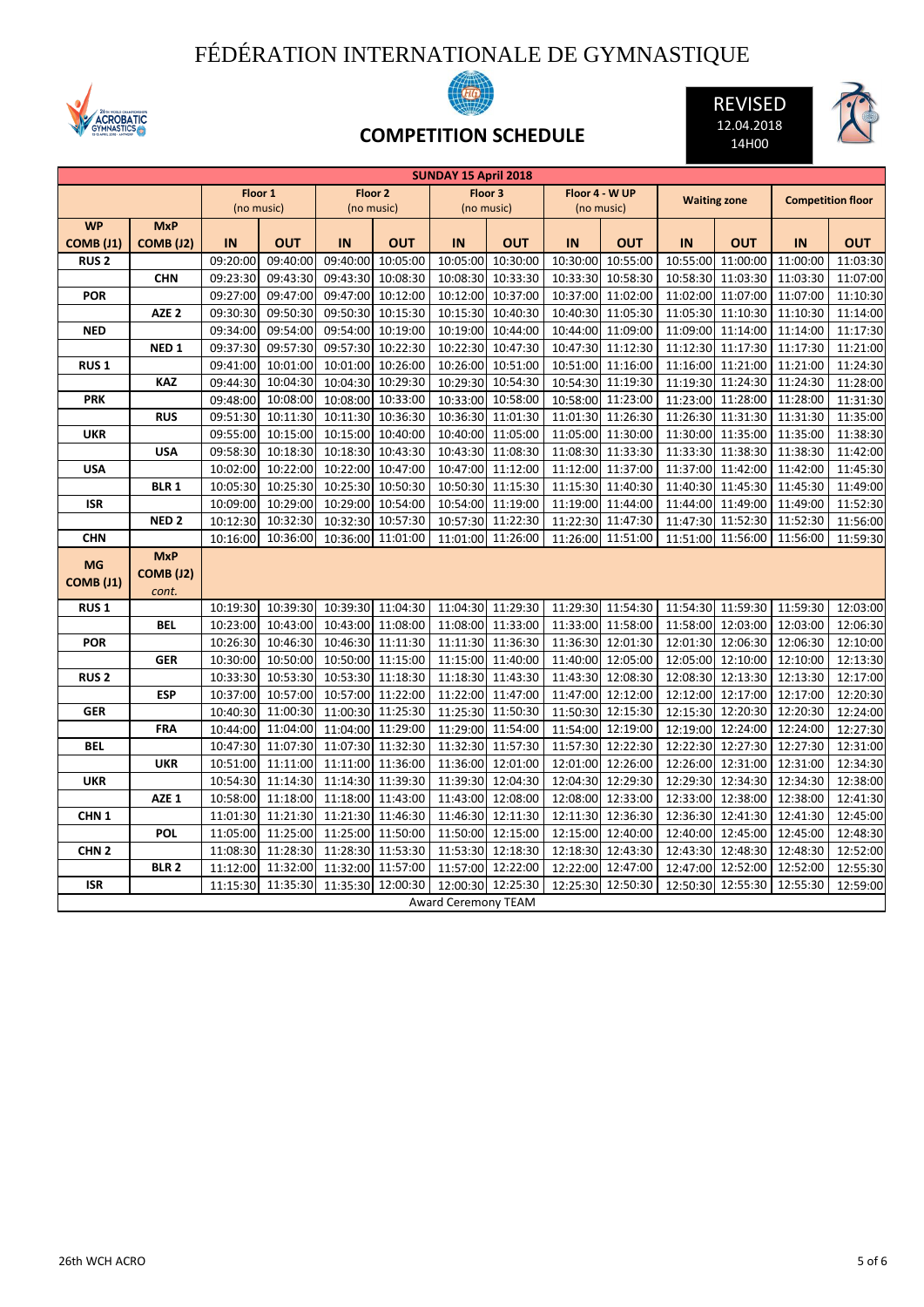# FÉDÉRATION INTERNATIONALE DE GYMNASTIQUE

## COMPETITION SCHEDULE

REVISED 12.04.2018 14H00

| SUNDAY 15 April 2018 | | | | | | | | | | | | | |
|---|---|---|---|---|---|---|---|---|---|---|---|---|---|
| | | Floor 1 (no music) | | Floor 2 (no music) | | Floor 3 (no music) | | Floor 4 - W UP (no music) | | Waiting zone | | Competition floor | |
| WP COMB (J1) | MxP COMB (J2) | IN | OUT | IN | OUT | IN | OUT | IN | OUT | IN | OUT | IN | OUT |
| RUS 2 | | 09:20:00 | 09:40:00 | 09:40:00 | 10:05:00 | 10:05:00 | 10:30:00 | 10:30:00 | 10:55:00 | 10:55:00 | 11:00:00 | 11:00:00 | 11:03:30 |
| | CHN | 09:23:30 | 09:43:30 | 09:43:30 | 10:08:30 | 10:08:30 | 10:33:30 | 10:33:30 | 10:58:30 | 10:58:30 | 11:03:30 | 11:03:30 | 11:07:00 |
| POR | | 09:27:00 | 09:47:00 | 09:47:00 | 10:12:00 | 10:12:00 | 10:37:00 | 10:37:00 | 11:02:00 | 11:02:00 | 11:07:00 | 11:07:00 | 11:10:30 |
| | AZE 2 | 09:30:30 | 09:50:30 | 09:50:30 | 10:15:30 | 10:15:30 | 10:40:30 | 10:40:30 | 11:05:30 | 11:05:30 | 11:10:30 | 11:10:30 | 11:14:00 |
| NED | | 09:34:00 | 09:54:00 | 09:54:00 | 10:19:00 | 10:19:00 | 10:44:00 | 10:44:00 | 11:09:00 | 11:09:00 | 11:14:00 | 11:14:00 | 11:17:30 |
| | NED 1 | 09:37:30 | 09:57:30 | 09:57:30 | 10:22:30 | 10:22:30 | 10:47:30 | 10:47:30 | 11:12:30 | 11:12:30 | 11:17:30 | 11:17:30 | 11:21:00 |
| RUS 1 | | 09:41:00 | 10:01:00 | 10:01:00 | 10:26:00 | 10:26:00 | 10:51:00 | 10:51:00 | 11:16:00 | 11:16:00 | 11:21:00 | 11:21:00 | 11:24:30 |
| | KAZ | 09:44:30 | 10:04:30 | 10:04:30 | 10:29:30 | 10:29:30 | 10:54:30 | 10:54:30 | 11:19:30 | 11:19:30 | 11:24:30 | 11:24:30 | 11:28:00 |
| PRK | | 09:48:00 | 10:08:00 | 10:08:00 | 10:33:00 | 10:33:00 | 10:58:00 | 10:58:00 | 11:23:00 | 11:23:00 | 11:28:00 | 11:28:00 | 11:31:30 |
| | RUS | 09:51:30 | 10:11:30 | 10:11:30 | 10:36:30 | 10:36:30 | 11:01:30 | 11:01:30 | 11:26:30 | 11:26:30 | 11:31:30 | 11:31:30 | 11:35:00 |
| UKR | | 09:55:00 | 10:15:00 | 10:15:00 | 10:40:00 | 10:40:00 | 11:05:00 | 11:05:00 | 11:30:00 | 11:30:00 | 11:35:00 | 11:35:00 | 11:38:30 |
| | USA | 09:58:30 | 10:18:30 | 10:18:30 | 10:43:30 | 10:43:30 | 11:08:30 | 11:08:30 | 11:33:30 | 11:33:30 | 11:38:30 | 11:38:30 | 11:42:00 |
| USA | | 10:02:00 | 10:22:00 | 10:22:00 | 10:47:00 | 10:47:00 | 11:12:00 | 11:12:00 | 11:37:00 | 11:37:00 | 11:42:00 | 11:42:00 | 11:45:30 |
| | BLR 1 | 10:05:30 | 10:25:30 | 10:25:30 | 10:50:30 | 10:50:30 | 11:15:30 | 11:15:30 | 11:40:30 | 11:40:30 | 11:45:30 | 11:45:30 | 11:49:00 |
| ISR | | 10:09:00 | 10:29:00 | 10:29:00 | 10:54:00 | 10:54:00 | 11:19:00 | 11:19:00 | 11:44:00 | 11:44:00 | 11:49:00 | 11:49:00 | 11:52:30 |
| | NED 2 | 10:12:30 | 10:32:30 | 10:32:30 | 10:57:30 | 10:57:30 | 11:22:30 | 11:22:30 | 11:47:30 | 11:47:30 | 11:52:30 | 11:52:30 | 11:56:00 |
| CHN | | 10:16:00 | 10:36:00 | 10:36:00 | 11:01:00 | 11:01:00 | 11:26:00 | 11:26:00 | 11:51:00 | 11:51:00 | 11:56:00 | 11:56:00 | 11:59:30 |
| MG COMB (J1) | MxP COMB (J2) *cont.* | | | | | | | | | | | | |
| RUS 1 | | 10:19:30 | 10:39:30 | 10:39:30 | 11:04:30 | 11:04:30 | 11:29:30 | 11:29:30 | 11:54:30 | 11:54:30 | 11:59:30 | 11:59:30 | 12:03:00 |
| | BEL | 10:23:00 | 10:43:00 | 10:43:00 | 11:08:00 | 11:08:00 | 11:33:00 | 11:33:00 | 11:58:00 | 11:58:00 | 12:03:00 | 12:03:00 | 12:06:30 |
| POR | | 10:26:30 | 10:46:30 | 10:46:30 | 11:11:30 | 11:11:30 | 11:36:30 | 11:36:30 | 12:01:30 | 12:01:30 | 12:06:30 | 12:06:30 | 12:10:00 |
| | GER | 10:30:00 | 10:50:00 | 10:50:00 | 11:15:00 | 11:15:00 | 11:40:00 | 11:40:00 | 12:05:00 | 12:05:00 | 12:10:00 | 12:10:00 | 12:13:30 |
| RUS 2 | | 10:33:30 | 10:53:30 | 10:53:30 | 11:18:30 | 11:18:30 | 11:43:30 | 11:43:30 | 12:08:30 | 12:08:30 | 12:13:30 | 12:13:30 | 12:17:00 |
| | ESP | 10:37:00 | 10:57:00 | 10:57:00 | 11:22:00 | 11:22:00 | 11:47:00 | 11:47:00 | 12:12:00 | 12:12:00 | 12:17:00 | 12:17:00 | 12:20:30 |
| GER | | 10:40:30 | 11:00:30 | 11:00:30 | 11:25:30 | 11:25:30 | 11:50:30 | 11:50:30 | 12:15:30 | 12:15:30 | 12:20:30 | 12:20:30 | 12:24:00 |
| | FRA | 10:44:00 | 11:04:00 | 11:04:00 | 11:29:00 | 11:29:00 | 11:54:00 | 11:54:00 | 12:19:00 | 12:19:00 | 12:24:00 | 12:24:00 | 12:27:30 |
| BEL | | 10:47:30 | 11:07:30 | 11:07:30 | 11:32:30 | 11:32:30 | 11:57:30 | 11:57:30 | 12:22:30 | 12:22:30 | 12:27:30 | 12:27:30 | 12:31:00 |
| | UKR | 10:51:00 | 11:11:00 | 11:11:00 | 11:36:00 | 11:36:00 | 12:01:00 | 12:01:00 | 12:26:00 | 12:26:00 | 12:31:00 | 12:31:00 | 12:34:30 |
| UKR | | 10:54:30 | 11:14:30 | 11:14:30 | 11:39:30 | 11:39:30 | 12:04:30 | 12:04:30 | 12:29:30 | 12:29:30 | 12:34:30 | 12:34:30 | 12:38:00 |
| | AZE 1 | 10:58:00 | 11:18:00 | 11:18:00 | 11:43:00 | 11:43:00 | 12:08:00 | 12:08:00 | 12:33:00 | 12:33:00 | 12:38:00 | 12:38:00 | 12:41:30 |
| CHN 1 | | 11:01:30 | 11:21:30 | 11:21:30 | 11:46:30 | 11:46:30 | 12:11:30 | 12:11:30 | 12:36:30 | 12:36:30 | 12:41:30 | 12:41:30 | 12:45:00 |
| | POL | 11:05:00 | 11:25:00 | 11:25:00 | 11:50:00 | 11:50:00 | 12:15:00 | 12:15:00 | 12:40:00 | 12:40:00 | 12:45:00 | 12:45:00 | 12:48:30 |
| CHN 2 | | 11:08:30 | 11:28:30 | 11:28:30 | 11:53:30 | 11:53:30 | 12:18:30 | 12:18:30 | 12:43:30 | 12:43:30 | 12:48:30 | 12:48:30 | 12:52:00 |
| | BLR 2 | 11:12:00 | 11:32:00 | 11:32:00 | 11:57:00 | 11:57:00 | 12:22:00 | 12:22:00 | 12:47:00 | 12:47:00 | 12:52:00 | 12:52:00 | 12:55:30 |
| ISR | | 11:15:30 | 11:35:30 | 11:35:30 | 12:00:30 | 12:00:30 | 12:25:30 | 12:25:30 | 12:50:30 | 12:50:30 | 12:55:30 | 12:55:30 | 12:59:00 |
| Award Ceremony TEAM | | | | | | | | | | | | | |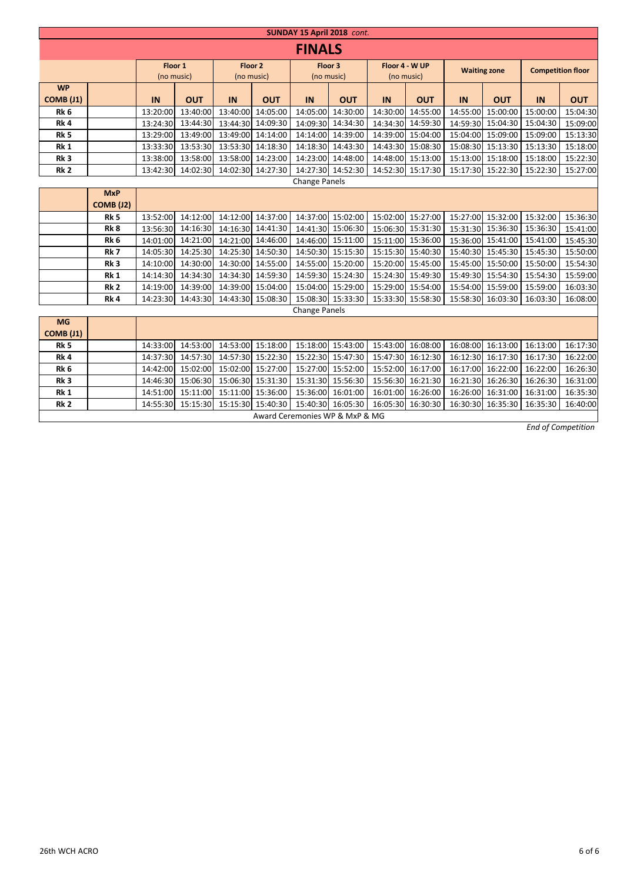## SUNDAY 15 April 2018 *cont.*

# FINALS

| | | Floor 1 (no music) | | Floor 2 (no music) | | Floor 3 (no music) | | Floor 4 - W UP (no music) | | Waiting zone | | Competition floor | |
|---|---|---|---|---|---|---|---|---|---|---|---|---|---|
| **WP COMB (J1)** | | **IN** | **OUT** | **IN** | **OUT** | **IN** | **OUT** | **IN** | **OUT** | **IN** | **OUT** | **IN** | **OUT** |
| **Rk 6** | | 13:20:00 | 13:40:00 | 13:40:00 | 14:05:00 | 14:05:00 | 14:30:00 | 14:30:00 | 14:55:00 | 14:55:00 | 15:00:00 | 15:00:00 | 15:04:30 |
| **Rk 4** | | 13:24:30 | 13:44:30 | 13:44:30 | 14:09:30 | 14:09:30 | 14:34:30 | 14:34:30 | 14:59:30 | 14:59:30 | 15:04:30 | 15:04:30 | 15:09:00 |
| **Rk 5** | | 13:29:00 | 13:49:00 | 13:49:00 | 14:14:00 | 14:14:00 | 14:39:00 | 14:39:00 | 15:04:00 | 15:04:00 | 15:09:00 | 15:09:00 | 15:13:30 |
| **Rk 1** | | 13:33:30 | 13:53:30 | 13:53:30 | 14:18:30 | 14:18:30 | 14:43:30 | 14:43:30 | 15:08:30 | 15:08:30 | 15:13:30 | 15:13:30 | 15:18:00 |
| **Rk 3** | | 13:38:00 | 13:58:00 | 13:58:00 | 14:23:00 | 14:23:00 | 14:48:00 | 14:48:00 | 15:13:00 | 15:13:00 | 15:18:00 | 15:18:00 | 15:22:30 |
| **Rk 2** | | 13:42:30 | 14:02:30 | 14:02:30 | 14:27:30 | 14:27:30 | 14:52:30 | 14:52:30 | 15:17:30 | 15:17:30 | 15:22:30 | 15:22:30 | 15:27:00 |
| | | | | | | Change Panels | | | | | | | |
| | **MxP COMB (J2)** | | | | | | | | | | | | |
| | **Rk 5** | 13:52:00 | 14:12:00 | 14:12:00 | 14:37:00 | 14:37:00 | 15:02:00 | 15:02:00 | 15:27:00 | 15:27:00 | 15:32:00 | 15:32:00 | 15:36:30 |
| | **Rk 8** | 13:56:30 | 14:16:30 | 14:16:30 | 14:41:30 | 14:41:30 | 15:06:30 | 15:06:30 | 15:31:30 | 15:31:30 | 15:36:30 | 15:36:30 | 15:41:00 |
| | **Rk 6** | 14:01:00 | 14:21:00 | 14:21:00 | 14:46:00 | 14:46:00 | 15:11:00 | 15:11:00 | 15:36:00 | 15:36:00 | 15:41:00 | 15:41:00 | 15:45:30 |
| | **Rk 7** | 14:05:30 | 14:25:30 | 14:25:30 | 14:50:30 | 14:50:30 | 15:15:30 | 15:15:30 | 15:40:30 | 15:40:30 | 15:45:30 | 15:45:30 | 15:50:00 |
| | **Rk 3** | 14:10:00 | 14:30:00 | 14:30:00 | 14:55:00 | 14:55:00 | 15:20:00 | 15:20:00 | 15:45:00 | 15:45:00 | 15:50:00 | 15:50:00 | 15:54:30 |
| | **Rk 1** | 14:14:30 | 14:34:30 | 14:34:30 | 14:59:30 | 14:59:30 | 15:24:30 | 15:24:30 | 15:49:30 | 15:49:30 | 15:54:30 | 15:54:30 | 15:59:00 |
| | **Rk 2** | 14:19:00 | 14:39:00 | 14:39:00 | 15:04:00 | 15:04:00 | 15:29:00 | 15:29:00 | 15:54:00 | 15:54:00 | 15:59:00 | 15:59:00 | 16:03:30 |
| | **Rk 4** | 14:23:30 | 14:43:30 | 14:43:30 | 15:08:30 | 15:08:30 | 15:33:30 | 15:33:30 | 15:58:30 | 15:58:30 | 16:03:30 | 16:03:30 | 16:08:00 |
| | | | | | | Change Panels | | | | | | | |
| **MG COMB (J1)** | | | | | | | | | | | | | |
| **Rk 5** | | 14:33:00 | 14:53:00 | 14:53:00 | 15:18:00 | 15:18:00 | 15:43:00 | 15:43:00 | 16:08:00 | 16:08:00 | 16:13:00 | 16:13:00 | 16:17:30 |
| **Rk 4** | | 14:37:30 | 14:57:30 | 14:57:30 | 15:22:30 | 15:22:30 | 15:47:30 | 15:47:30 | 16:12:30 | 16:12:30 | 16:17:30 | 16:17:30 | 16:22:00 |
| **Rk 6** | | 14:42:00 | 15:02:00 | 15:02:00 | 15:27:00 | 15:27:00 | 15:52:00 | 15:52:00 | 16:17:00 | 16:17:00 | 16:22:00 | 16:22:00 | 16:26:30 |
| **Rk 3** | | 14:46:30 | 15:06:30 | 15:06:30 | 15:31:30 | 15:31:30 | 15:56:30 | 15:56:30 | 16:21:30 | 16:21:30 | 16:26:30 | 16:26:30 | 16:31:00 |
| **Rk 1** | | 14:51:00 | 15:11:00 | 15:11:00 | 15:36:00 | 15:36:00 | 16:01:00 | 16:01:00 | 16:26:00 | 16:26:00 | 16:31:00 | 16:31:00 | 16:35:30 |
| **Rk 2** | | 14:55:30 | 15:15:30 | 15:15:30 | 15:40:30 | 15:40:30 | 16:05:30 | 16:05:30 | 16:30:30 | 16:30:30 | 16:35:30 | 16:35:30 | 16:40:00 |
| | | | | | | Award Ceremonies WP & MxP & MG | | | | | | | |

*End of Competition*